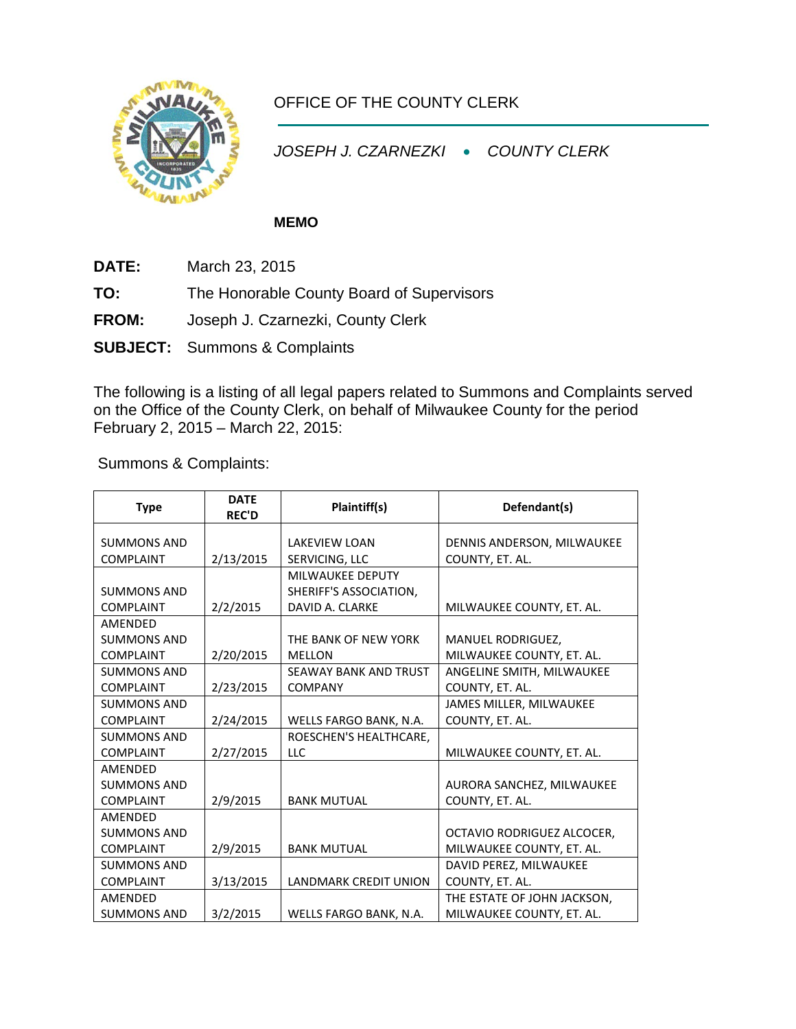OFFICE OF THE COUNTY CLERK

*JOSEPH J. CZARNEZKI • COUNTY CLERK*

**MEMO**

**DATE:** March 23, 2015

**TO:** The Honorable County Board of Supervisors

**FROM:** Joseph J. Czarnezki, County Clerk

**SUBJECT:** Summons & Complaints

The following is a listing of all legal papers related to Summons and Complaints served on the Office of the County Clerk, on behalf of Milwaukee County for the period February 2, 2015 – March 22, 2015:

Summons & Complaints:

| Type | DATE REC'D | Plaintiff(s) | Defendant(s) |
|---|---|---|---|
| SUMMONS AND COMPLAINT | 2/13/2015 | LAKEVIEW LOAN SERVICING, LLC | DENNIS ANDERSON, MILWAUKEE COUNTY, ET. AL. |
| SUMMONS AND COMPLAINT | 2/2/2015 | MILWAUKEE DEPUTY SHERIFF'S ASSOCIATION, DAVID A. CLARKE | MILWAUKEE COUNTY, ET. AL. |
| AMENDED SUMMONS AND COMPLAINT | 2/20/2015 | THE BANK OF NEW YORK MELLON | MANUEL RODRIGUEZ, MILWAUKEE COUNTY, ET. AL. |
| SUMMONS AND COMPLAINT | 2/23/2015 | SEAWAY BANK AND TRUST COMPANY | ANGELINE SMITH, MILWAUKEE COUNTY, ET. AL. |
| SUMMONS AND COMPLAINT | 2/24/2015 | WELLS FARGO BANK, N.A. | JAMES MILLER, MILWAUKEE COUNTY, ET. AL. |
| SUMMONS AND COMPLAINT | 2/27/2015 | ROESCHEN'S HEALTHCARE, LLC | MILWAUKEE COUNTY, ET. AL. |
| AMENDED SUMMONS AND COMPLAINT | 2/9/2015 | BANK MUTUAL | AURORA SANCHEZ, MILWAUKEE COUNTY, ET. AL. |
| AMENDED SUMMONS AND COMPLAINT | 2/9/2015 | BANK MUTUAL | OCTAVIO RODRIGUEZ ALCOCER, MILWAUKEE COUNTY, ET. AL. |
| SUMMONS AND COMPLAINT | 3/13/2015 | LANDMARK CREDIT UNION | DAVID PEREZ, MILWAUKEE COUNTY, ET. AL. |
| AMENDED SUMMONS AND | 3/2/2015 | WELLS FARGO BANK, N.A. | THE ESTATE OF JOHN JACKSON, MILWAUKEE COUNTY, ET. AL. |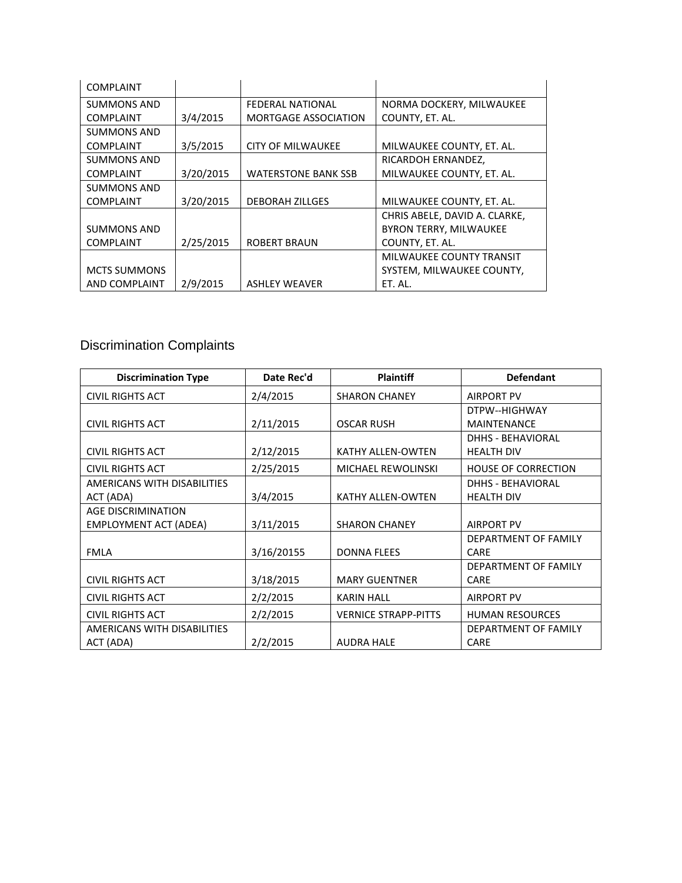| | | | |
|---|---|---|---|
| COMPLAINT | | | |
| SUMMONS AND COMPLAINT | 3/4/2015 | FEDERAL NATIONAL MORTGAGE ASSOCIATION | NORMA DOCKERY, MILWAUKEE COUNTY, ET. AL. |
| SUMMONS AND COMPLAINT | 3/5/2015 | CITY OF MILWAUKEE | MILWAUKEE COUNTY, ET. AL. |
| SUMMONS AND COMPLAINT | 3/20/2015 | WATERSTONE BANK SSB | RICARDOH ERNANDEZ, MILWAUKEE COUNTY, ET. AL. |
| SUMMONS AND COMPLAINT | 3/20/2015 | DEBORAH ZILLGES | MILWAUKEE COUNTY, ET. AL. |
| SUMMONS AND COMPLAINT | 2/25/2015 | ROBERT BRAUN | CHRIS ABELE, DAVID A. CLARKE, BYRON TERRY, MILWAUKEE COUNTY, ET. AL. |
| MCTS SUMMONS AND COMPLAINT | 2/9/2015 | ASHLEY WEAVER | MILWAUKEE COUNTY TRANSIT SYSTEM, MILWAUKEE COUNTY, ET. AL. |

## Discrimination Complaints

| Discrimination Type | Date Rec'd | Plaintiff | Defendant |
|---|---|---|---|
| CIVIL RIGHTS ACT | 2/4/2015 | SHARON CHANEY | AIRPORT PV |
| CIVIL RIGHTS ACT | 2/11/2015 | OSCAR RUSH | DTPW--HIGHWAY MAINTENANCE |
| CIVIL RIGHTS ACT | 2/12/2015 | KATHY ALLEN-OWTEN | DHHS - BEHAVIORAL HEALTH DIV |
| CIVIL RIGHTS ACT | 2/25/2015 | MICHAEL REWOLINSKI | HOUSE OF CORRECTION |
| AMERICANS WITH DISABILITIES ACT (ADA) | 3/4/2015 | KATHY ALLEN-OWTEN | DHHS - BEHAVIORAL HEALTH DIV |
| AGE DISCRIMINATION EMPLOYMENT ACT (ADEA) | 3/11/2015 | SHARON CHANEY | AIRPORT PV |
| FMLA | 3/16/20155 | DONNA FLEES | DEPARTMENT OF FAMILY CARE |
| CIVIL RIGHTS ACT | 3/18/2015 | MARY GUENTNER | DEPARTMENT OF FAMILY CARE |
| CIVIL RIGHTS ACT | 2/2/2015 | KARIN HALL | AIRPORT PV |
| CIVIL RIGHTS ACT | 2/2/2015 | VERNICE STRAPP-PITTS | HUMAN RESOURCES |
| AMERICANS WITH DISABILITIES ACT (ADA) | 2/2/2015 | AUDRA HALE | DEPARTMENT OF FAMILY CARE |